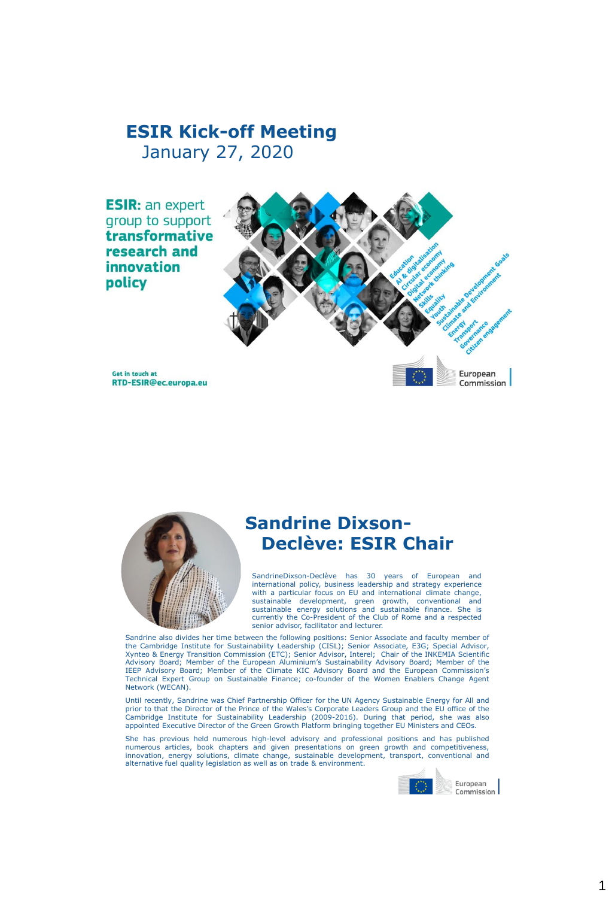# ESIR Kick-off Meeting
January 27, 2020

**ESIR:** an expert group to support **transformative research and innovation policy**

Education
AI & digitalisation
Circular economy
Digital economy
Network thinking
Skills
Equality
Youth
Sustainable Development Goals
Climate and Environment
Energy
Transport
Governance
Citizen engagement

Get in touch at
**RTD-ESIR@ec.europa.eu**

European Commission

## Sandrine Dixson-Declève: ESIR Chair

SandrineDixson-Declève has 30 years of European and international policy, business leadership and strategy experience with a particular focus on EU and international climate change, sustainable development, green growth, conventional and sustainable energy solutions and sustainable finance. She is currently the Co-President of the Club of Rome and a respected senior advisor, facilitator and lecturer.

Sandrine also divides her time between the following positions: Senior Associate and faculty member of the Cambridge Institute for Sustainability Leadership (CISL); Senior Associate, E3G; Special Advisor, Xynteo & Energy Transition Commission (ETC); Senior Advisor, Interel; Chair of the INKEMIA Scientific Advisory Board; Member of the European Aluminium's Sustainability Advisory Board; Member of the IEEP Advisory Board; Member of the Climate KIC Advisory Board and the European Commission's Technical Expert Group on Sustainable Finance; co-founder of the Women Enablers Change Agent Network (WECAN).

Until recently, Sandrine was Chief Partnership Officer for the UN Agency Sustainable Energy for All and prior to that the Director of the Prince of the Wales's Corporate Leaders Group and the EU office of the Cambridge Institute for Sustainability Leadership (2009-2016). During that period, she was also appointed Executive Director of the Green Growth Platform bringing together EU Ministers and CEOs.

She has previous held numerous high-level advisory and professional positions and has published numerous articles, book chapters and given presentations on green growth and competitiveness, innovation, energy solutions, climate change, sustainable development, transport, conventional and alternative fuel quality legislation as well as on trade & environment.

European Commission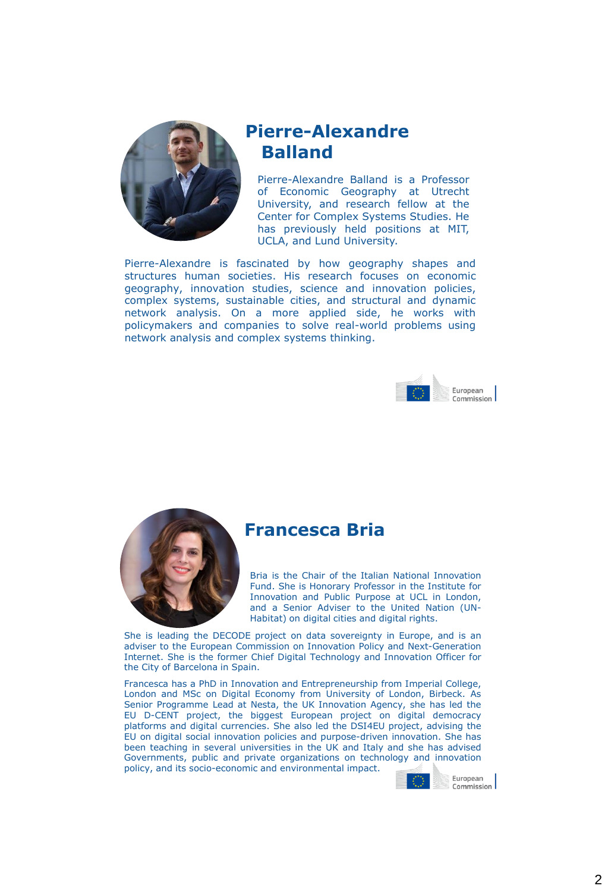## Pierre-Alexandre Balland

Pierre-Alexandre Balland is a Professor of Economic Geography at Utrecht University, and research fellow at the Center for Complex Systems Studies. He has previously held positions at MIT, UCLA, and Lund University.

Pierre-Alexandre is fascinated by how geography shapes and structures human societies. His research focuses on economic geography, innovation studies, science and innovation policies, complex systems, sustainable cities, and structural and dynamic network analysis. On a more applied side, he works with policymakers and companies to solve real-world problems using network analysis and complex systems thinking.

## Francesca Bria

Bria is the Chair of the Italian National Innovation Fund. She is Honorary Professor in the Institute for Innovation and Public Purpose at UCL in London, and a Senior Adviser to the United Nation (UN-Habitat) on digital cities and digital rights.

She is leading the DECODE project on data sovereignty in Europe, and is an adviser to the European Commission on Innovation Policy and Next-Generation Internet. She is the former Chief Digital Technology and Innovation Officer for the City of Barcelona in Spain.

Francesca has a PhD in Innovation and Entrepreneurship from Imperial College, London and MSc on Digital Economy from University of London, Birbeck. As Senior Programme Lead at Nesta, the UK Innovation Agency, she has led the EU D-CENT project, the biggest European project on digital democracy platforms and digital currencies. She also led the DSI4EU project, advising the EU on digital social innovation policies and purpose-driven innovation. She has been teaching in several universities in the UK and Italy and she has advised Governments, public and private organizations on technology and innovation policy, and its socio-economic and environmental impact.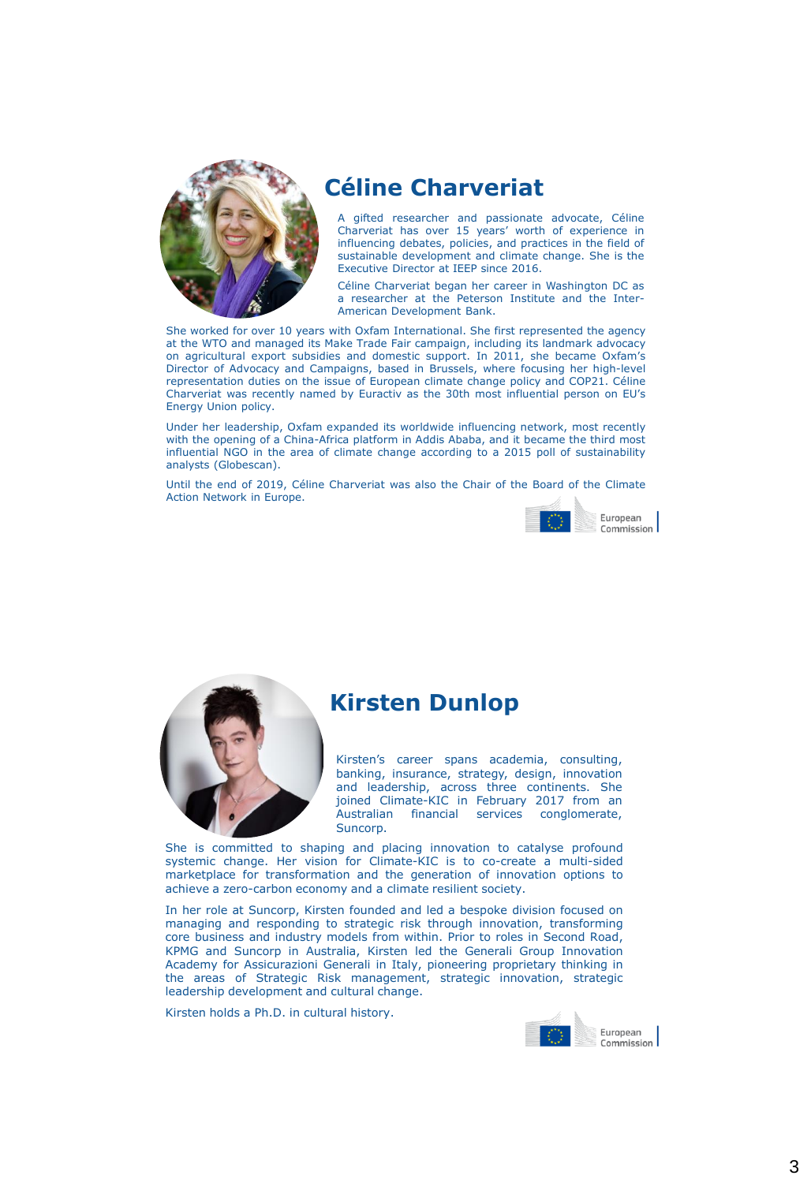## Céline Charveriat

A gifted researcher and passionate advocate, Céline Charveriat has over 15 years' worth of experience in influencing debates, policies, and practices in the field of sustainable development and climate change. She is the Executive Director at IEEP since 2016.

Céline Charveriat began her career in Washington DC as a researcher at the Peterson Institute and the Inter-American Development Bank.

She worked for over 10 years with Oxfam International. She first represented the agency at the WTO and managed its Make Trade Fair campaign, including its landmark advocacy on agricultural export subsidies and domestic support. In 2011, she became Oxfam's Director of Advocacy and Campaigns, based in Brussels, where focusing her high-level representation duties on the issue of European climate change policy and COP21. Céline Charveriat was recently named by Euractiv as the 30th most influential person on EU's Energy Union policy.

Under her leadership, Oxfam expanded its worldwide influencing network, most recently with the opening of a China-Africa platform in Addis Ababa, and it became the third most influential NGO in the area of climate change according to a 2015 poll of sustainability analysts (Globescan).

Until the end of 2019, Céline Charveriat was also the Chair of the Board of the Climate Action Network in Europe.

## Kirsten Dunlop

Kirsten's career spans academia, consulting, banking, insurance, strategy, design, innovation and leadership, across three continents. She joined Climate-KIC in February 2017 from an Australian financial services conglomerate, Suncorp.

She is committed to shaping and placing innovation to catalyse profound systemic change. Her vision for Climate-KIC is to co-create a multi-sided marketplace for transformation and the generation of innovation options to achieve a zero-carbon economy and a climate resilient society.

In her role at Suncorp, Kirsten founded and led a bespoke division focused on managing and responding to strategic risk through innovation, transforming core business and industry models from within. Prior to roles in Second Road, KPMG and Suncorp in Australia, Kirsten led the Generali Group Innovation Academy for Assicurazioni Generali in Italy, pioneering proprietary thinking in the areas of Strategic Risk management, strategic innovation, strategic leadership development and cultural change.

Kirsten holds a Ph.D. in cultural history.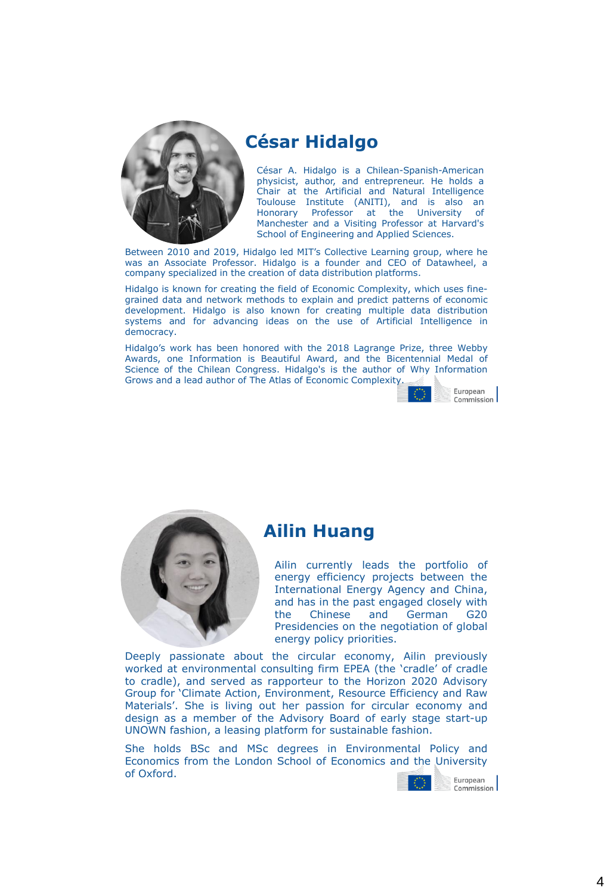## César Hidalgo

César A. Hidalgo is a Chilean-Spanish-American physicist, author, and entrepreneur. He holds a Chair at the Artificial and Natural Intelligence Toulouse Institute (ANITI), and is also an Honorary Professor at the University of Manchester and a Visiting Professor at Harvard's School of Engineering and Applied Sciences.

Between 2010 and 2019, Hidalgo led MIT's Collective Learning group, where he was an Associate Professor. Hidalgo is a founder and CEO of Datawheel, a company specialized in the creation of data distribution platforms.

Hidalgo is known for creating the field of Economic Complexity, which uses fine-grained data and network methods to explain and predict patterns of economic development. Hidalgo is also known for creating multiple data distribution systems and for advancing ideas on the use of Artificial Intelligence in democracy.

Hidalgo's work has been honored with the 2018 Lagrange Prize, three Webby Awards, one Information is Beautiful Award, and the Bicentennial Medal of Science of the Chilean Congress. Hidalgo's is the author of Why Information Grows and a lead author of The Atlas of Economic Complexity.

## Ailin Huang

Ailin currently leads the portfolio of energy efficiency projects between the International Energy Agency and China, and has in the past engaged closely with the Chinese and German G20 Presidencies on the negotiation of global energy policy priorities.

Deeply passionate about the circular economy, Ailin previously worked at environmental consulting firm EPEA (the 'cradle' of cradle to cradle), and served as rapporteur to the Horizon 2020 Advisory Group for 'Climate Action, Environment, Resource Efficiency and Raw Materials'. She is living out her passion for circular economy and design as a member of the Advisory Board of early stage start-up UNOWN fashion, a leasing platform for sustainable fashion.

She holds BSc and MSc degrees in Environmental Policy and Economics from the London School of Economics and the University of Oxford.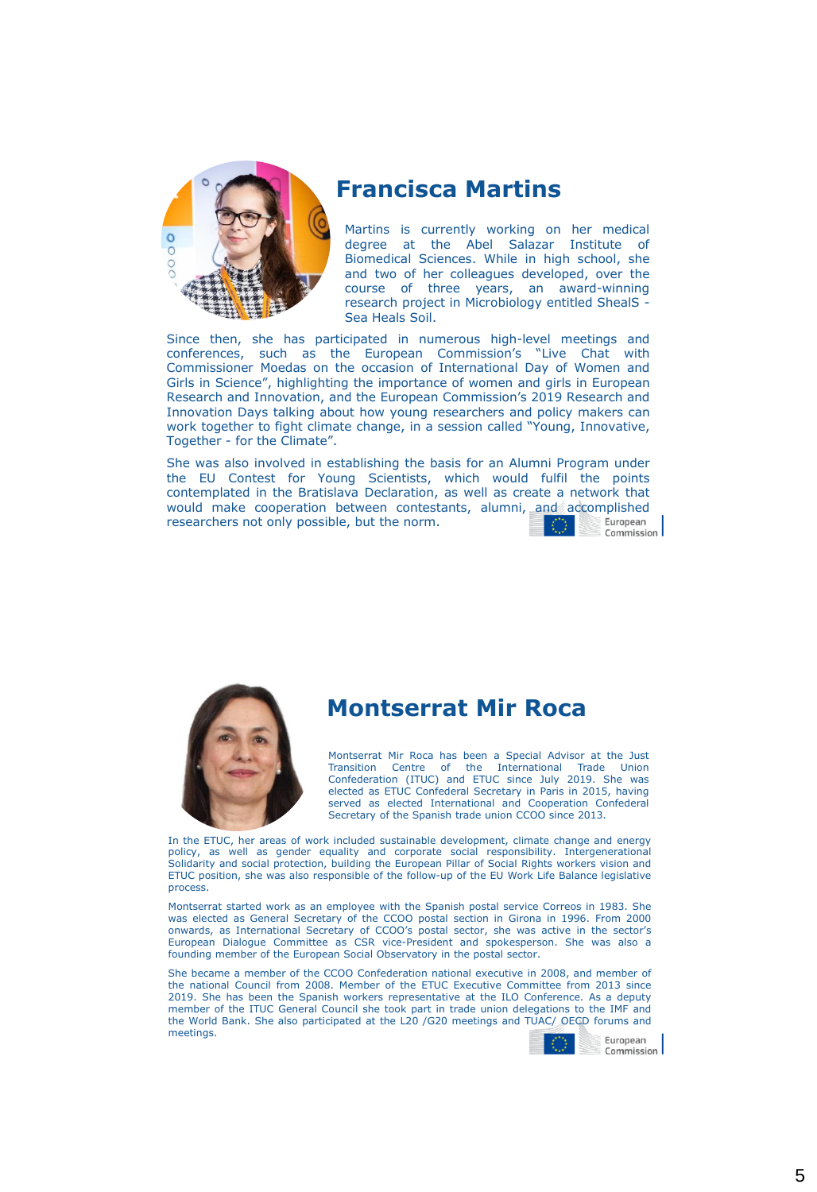## Francisca Martins

Martins is currently working on her medical degree at the Abel Salazar Institute of Biomedical Sciences. While in high school, she and two of her colleagues developed, over the course of three years, an award-winning research project in Microbiology entitled SheaIS - Sea Heals Soil.

Since then, she has participated in numerous high-level meetings and conferences, such as the European Commission's "Live Chat with Commissioner Moedas on the occasion of International Day of Women and Girls in Science", highlighting the importance of women and girls in European Research and Innovation, and the European Commission's 2019 Research and Innovation Days talking about how young researchers and policy makers can work together to fight climate change, in a session called "Young, Innovative, Together - for the Climate".

She was also involved in establishing the basis for an Alumni Program under the EU Contest for Young Scientists, which would fulfil the points contemplated in the Bratislava Declaration, as well as create a network that would make cooperation between contestants, alumni, and accomplished researchers not only possible, but the norm.

## Montserrat Mir Roca

Montserrat Mir Roca has been a Special Advisor at the Just Transition Centre of the International Trade Union Confederation (ITUC) and ETUC since July 2019. She was elected as ETUC Confederal Secretary in Paris in 2015, having served as elected International and Cooperation Confederal Secretary of the Spanish trade union CCOO since 2013.

In the ETUC, her areas of work included sustainable development, climate change and energy policy, as well as gender equality and corporate social responsibility. Intergenerational Solidarity and social protection, building the European Pillar of Social Rights workers vision and ETUC position, she was also responsible of the follow-up of the EU Work Life Balance legislative process.

Montserrat started work as an employee with the Spanish postal service Correos in 1983. She was elected as General Secretary of the CCOO postal section in Girona in 1996. From 2000 onwards, as International Secretary of CCOO's postal sector, she was active in the sector's European Dialogue Committee as CSR vice-President and spokesperson. She was also a founding member of the European Social Observatory in the postal sector.

She became a member of the CCOO Confederation national executive in 2008, and member of the national Council from 2008. Member of the ETUC Executive Committee from 2013 since 2019. She has been the Spanish workers representative at the ILO Conference. As a deputy member of the ITUC General Council she took part in trade union delegations to the IMF and the World Bank. She also participated at the L20 /G20 meetings and TUAC/ OECD forums and meetings.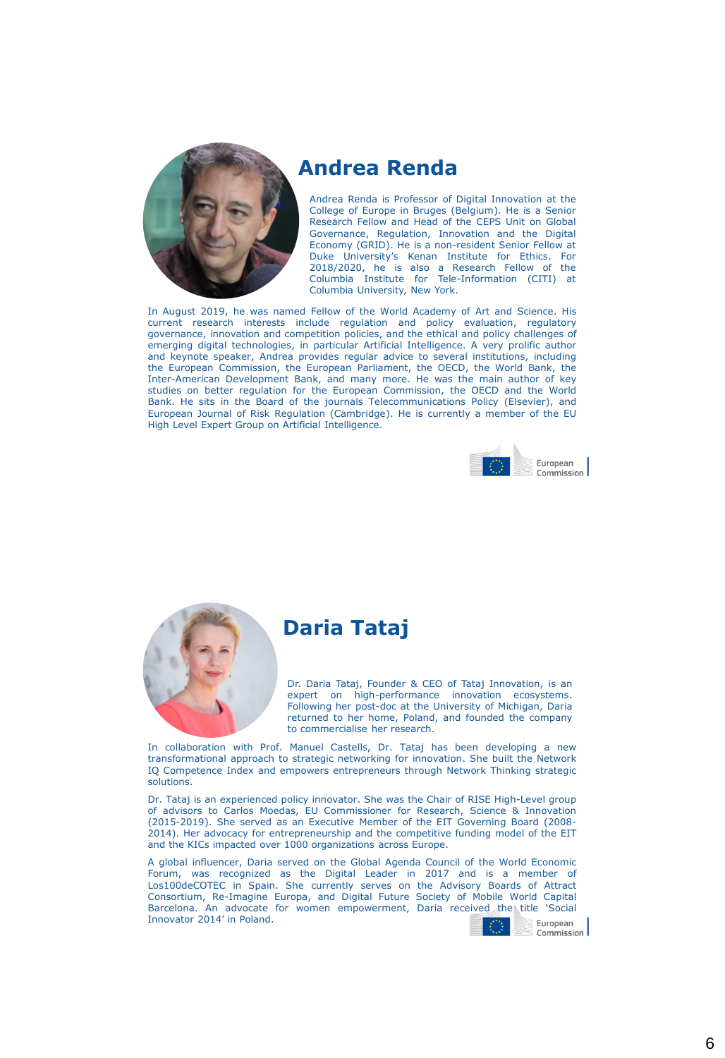## Andrea Renda

Andrea Renda is Professor of Digital Innovation at the College of Europe in Bruges (Belgium). He is a Senior Research Fellow and Head of the CEPS Unit on Global Governance, Regulation, Innovation and the Digital Economy (GRID). He is a non-resident Senior Fellow at Duke University's Kenan Institute for Ethics. For 2018/2020, he is also a Research Fellow of the Columbia Institute for Tele-Information (CITI) at Columbia University, New York.

In August 2019, he was named Fellow of the World Academy of Art and Science. His current research interests include regulation and policy evaluation, regulatory governance, innovation and competition policies, and the ethical and policy challenges of emerging digital technologies, in particular Artificial Intelligence. A very prolific author and keynote speaker, Andrea provides regular advice to several institutions, including the European Commission, the European Parliament, the OECD, the World Bank, the Inter-American Development Bank, and many more. He was the main author of key studies on better regulation for the European Commission, the OECD and the World Bank. He sits in the Board of the journals Telecommunications Policy (Elsevier), and European Journal of Risk Regulation (Cambridge). He is currently a member of the EU High Level Expert Group on Artificial Intelligence.

## Daria Tataj

Dr. Daria Tataj, Founder & CEO of Tataj Innovation, is an expert on high-performance innovation ecosystems. Following her post-doc at the University of Michigan, Daria returned to her home, Poland, and founded the company to commercialise her research.

In collaboration with Prof. Manuel Castells, Dr. Tataj has been developing a new transformational approach to strategic networking for innovation. She built the Network IQ Competence Index and empowers entrepreneurs through Network Thinking strategic solutions.

Dr. Tataj is an experienced policy innovator. She was the Chair of RISE High-Level group of advisors to Carlos Moedas, EU Commissioner for Research, Science & Innovation (2015-2019). She served as an Executive Member of the EIT Governing Board (2008-2014). Her advocacy for entrepreneurship and the competitive funding model of the EIT and the KICs impacted over 1000 organizations across Europe.

A global influencer, Daria served on the Global Agenda Council of the World Economic Forum, was recognized as the Digital Leader in 2017 and is a member of Los100deCOTEC in Spain. She currently serves on the Advisory Boards of Attract Consortium, Re-Imagine Europa, and Digital Future Society of Mobile World Capital Barcelona. An advocate for women empowerment, Daria received the title 'Social Innovator 2014' in Poland.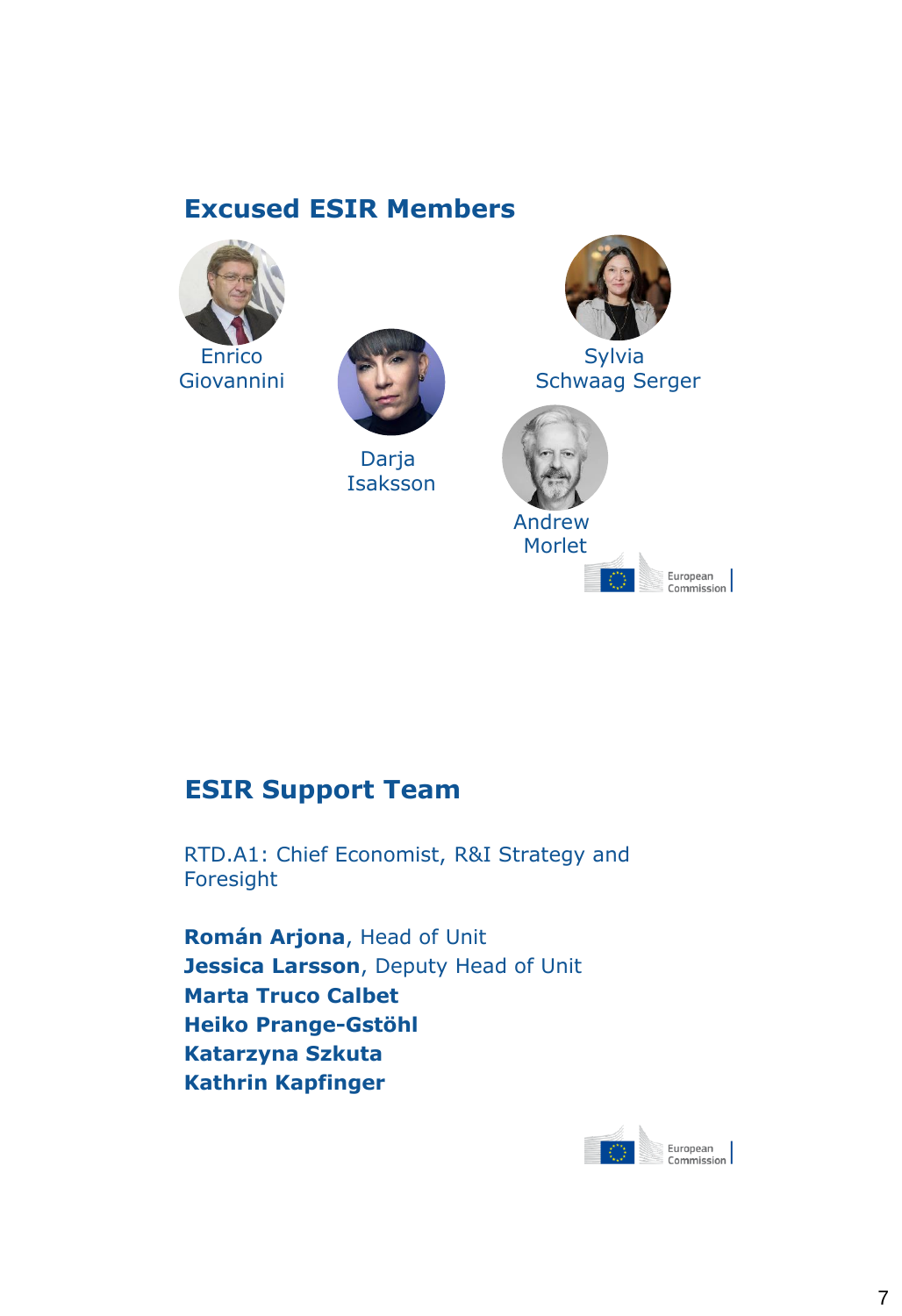## Excused ESIR Members

Enrico Giovannini

Darja Isaksson

Sylvia Schwaag Serger

Andrew Morlet

## ESIR Support Team

RTD.A1: Chief Economist, R&I Strategy and Foresight

**Román Arjona**, Head of Unit
**Jessica Larsson**, Deputy Head of Unit
**Marta Truco Calbet**
**Heiko Prange-Gstöhl**
**Katarzyna Szkuta**
**Kathrin Kapfinger**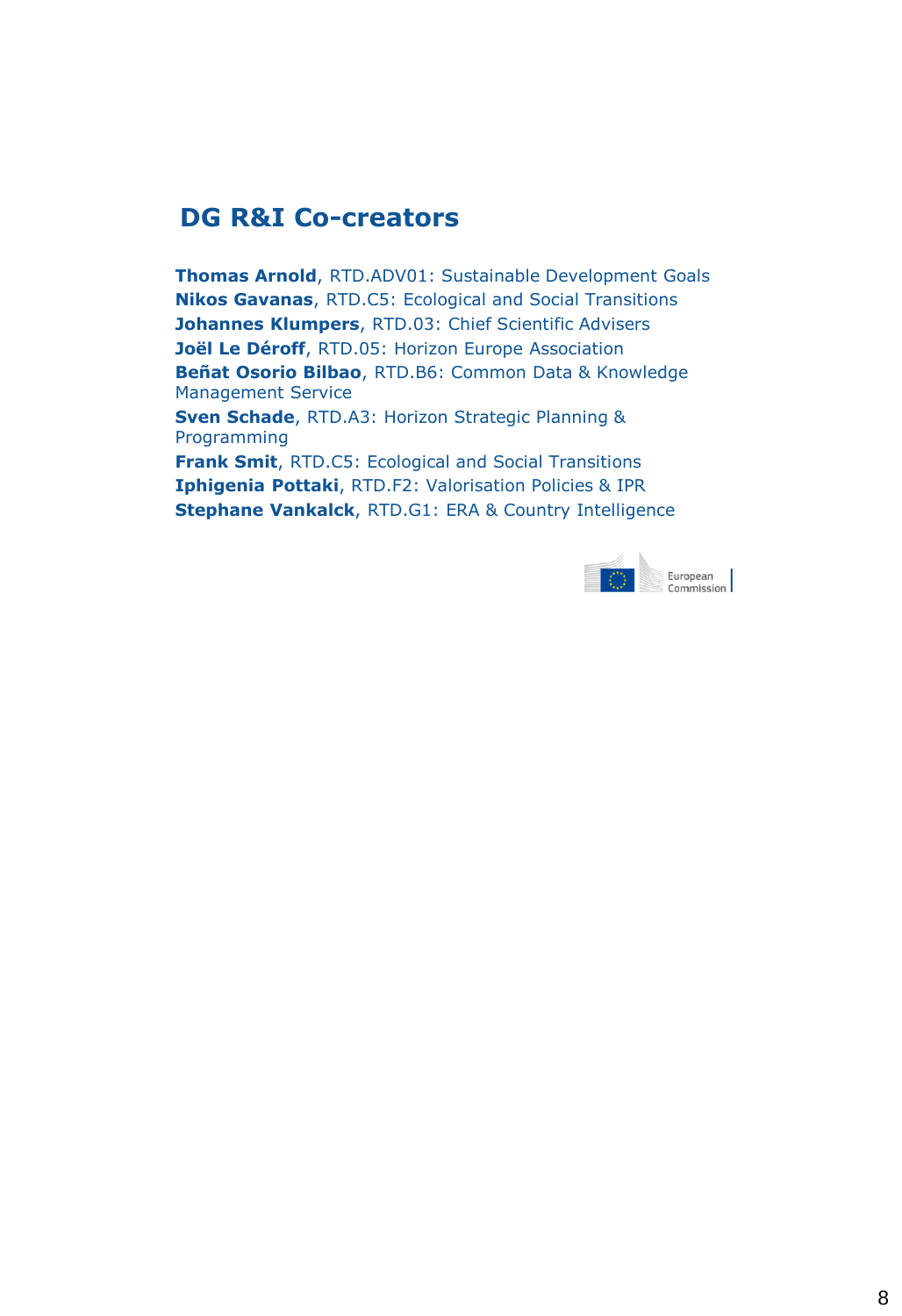## DG R&I Co-creators

**Thomas Arnold**, RTD.ADV01: Sustainable Development Goals
**Nikos Gavanas**, RTD.C5: Ecological and Social Transitions
**Johannes Klumpers**, RTD.03: Chief Scientific Advisers
**Joël Le Déroff**, RTD.05: Horizon Europe Association
**Beñat Osorio Bilbao**, RTD.B6: Common Data & Knowledge Management Service
**Sven Schade**, RTD.A3: Horizon Strategic Planning & Programming
**Frank Smit**, RTD.C5: Ecological and Social Transitions
**Iphigenia Pottaki**, RTD.F2: Valorisation Policies & IPR
**Stephane Vankalck**, RTD.G1: ERA & Country Intelligence

European Commission